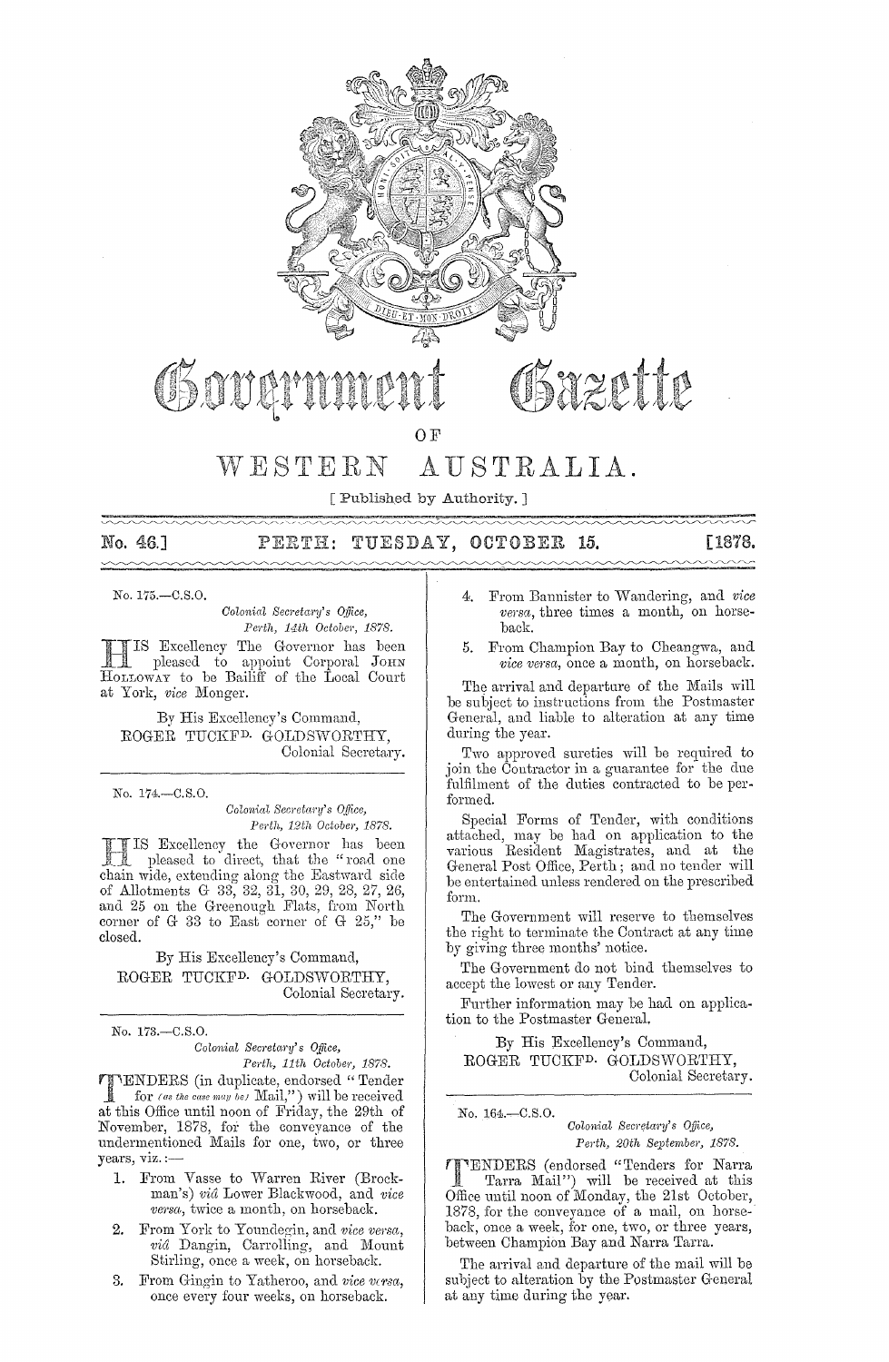# Government Gazette

## OF

# WESTERN AUSTRALIA.

[ Published by Authority. ]

**No. 46.] PERTH: TUESDAY, OCTOBER 15. [1878.**

---

No. 175.—C.S.O.

*Colonial Secretary's Office,*
*Perth, 14th October, 1878.*

HIS Excellency The Governor has been pleased to appoint Corporal JOHN HOLLOWAY to be Bailiff of the Local Court at York, *vice* Monger.

By His Excellency's Command,
ROGER TUCKFD. GOLDSWORTHY,
Colonial Secretary.

---

No. 174.—C.S.O.

*Colonial Secretary's Office,*
*Perth, 12th October, 1878.*

HIS Excellency the Governor has been pleased to direct, that the "road one chain wide, extending along the Eastward side of Allotments G 33, 32, 31, 30, 29, 28, 27, 26, and 25 on the Greenough Flats, from North corner of G 33 to East corner of G 25," be closed.

By His Excellency's Command,
ROGER TUCKFD. GOLDSWORTHY,
Colonial Secretary.

---

No. 173.—C.S.O.

*Colonial Secretary's Office,*
*Perth, 11th October, 1878.*

TENDERS (in duplicate, endorsed "Tender for *(as the case may be)* Mail,") will be received at this Office until noon of Friday, the 29th of November, 1878, for the conveyance of the undermentioned Mails for one, two, or three years, viz.:—

1. From Vasse to Warren River (Brockman's) *viâ* Lower Blackwood, and *vice versa*, twice a month, on horseback.
2. From York to Youndegin, and *vice versa*, *viâ* Dangin, Carrolling, and Mount Stirling, once a week, on horseback.
3. From Gingin to Yatheroo, and *vice versa*, once every four weeks, on horseback.
4. From Bannister to Wandering, and *vice versa*, three times a month, on horseback.
5. From Champion Bay to Cheangwa, and *vice versa*, once a month, on horseback.

The arrival and departure of the Mails will be subject to instructions from the Postmaster General, and liable to alteration at any time during the year.

Two approved sureties will be required to join the Contractor in a guarantee for the due fulfilment of the duties contracted to be performed.

Special Forms of Tender, with conditions attached, may be had on application to the various Resident Magistrates, and at the General Post Office, Perth; and no tender will be entertained unless rendered on the prescribed form.

The Government will reserve to themselves the right to terminate the Contract at any time by giving three months' notice.

The Government do not bind themselves to accept the lowest or any Tender.

Further information may be had on application to the Postmaster General.

By His Excellency's Command,
ROGER TUCKFD. GOLDSWORTHY,
Colonial Secretary.

---

No. 164.—C.S.O.

*Colonial Secretary's Office,*
*Perth, 20th September, 1878.*

TENDERS (endorsed "Tenders for Narra Tarra Mail") will be received at this Office until noon of Monday, the 21st October, 1878, for the conveyance of a mail, on horseback, once a week, for one, two, or three years, between Champion Bay and Narra Tarra.

The arrival and departure of the mail will be subject to alteration by the Postmaster General at any time during the year.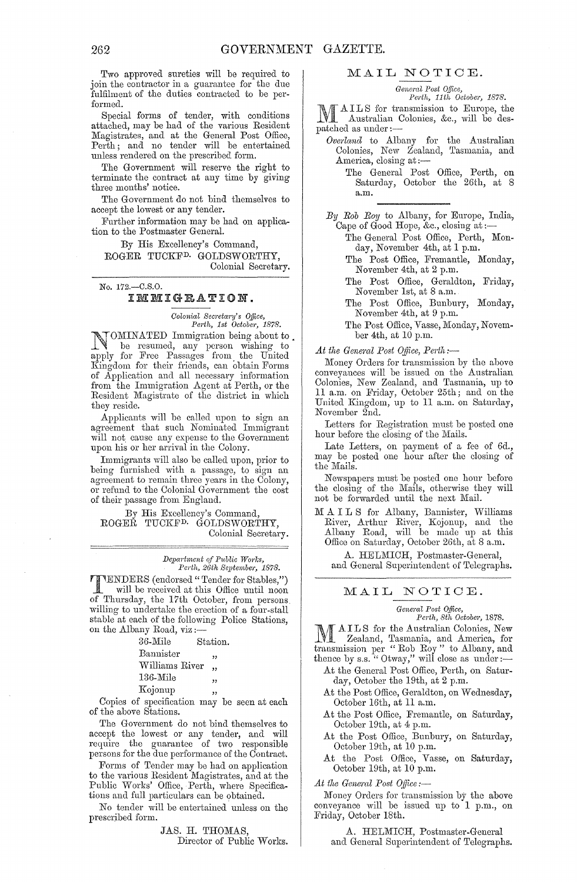Two approved sureties will be required to join the contractor in a guarantee for the due fulfilment of the duties contracted to be performed.

Special forms of tender, with conditions attached, may be had of the various Resident Magistrates, and at the General Post Office, Perth; and no tender will be entertained unless rendered on the prescribed form.

The Government will reserve the right to terminate the contract at any time by giving three months' notice.

The Government do not bind themselves to accept the lowest or any tender.

Further information may be had on application to the Postmaster General.

By His Excellency's Command,
ROGER TUCKFD. GOLDSWORTHY,
Colonial Secretary.

---

No. 172.—C.S.O.

## IMMIGRATION.

*Colonial Secretary's Office,*
*Perth, 1st October, 1878.*

NOMINATED Immigration being about to be resumed, any person wishing to apply for Free Passages from the United Kingdom for their friends, can obtain Forms of Application and all necessary information from the Immigration Agent at Perth, or the Resident Magistrate of the district in which they reside.

Applicants will be called upon to sign an agreement that such Nominated Immigrant will not cause any expense to the Government upon his or her arrival in the Colony.

Immigrants will also be called upon, prior to being furnished with a passage, to sign an agreement to remain three years in the Colony, or refund to the Colonial Government the cost of their passage from England.

By His Excellency's Command,
ROGER TUCKFD. GOLDSWORTHY,
Colonial Secretary.

---

*Department of Public Works,*
*Perth, 26th September, 1878.*

TENDERS (endorsed "Tender for Stables,") will be received at this Office until noon of Thursday, the 17th October, from persons willing to undertake the erection of a four-stall stable at each of the following Police Stations, on the Albany Road, viz:—

36-Mile Station.
Bannister "
Williams River "
136-Mile "
Kojonup "

Copies of specification may be seen at each of the above Stations.

The Government do not bind themselves to accept the lowest or any tender, and will require the guarantee of two responsible persons for the due performance of the Contract.

Forms of Tender may be had on application to the various Resident Magistrates, and at the Public Works' Office, Perth, where Specifications and full particulars can be obtained.

No tender will be entertained unless on the prescribed form.

JAS. H. THOMAS,
Director of Public Works.

---

## MAIL NOTICE.

*General Post Office,*
*Perth, 11th October, 1878.*

MAILS for transmission to Europe, the Australian Colonies, &c., will be despatched as under:—

*Overland* to Albany for the Australian Colonies, New Zealand, Tasmania, and America, closing at:—

The General Post Office, Perth, on Saturday, October the 26th, at 8 a.m.

*By Rob Roy* to Albany, for Europe, India, Cape of Good Hope, &c., closing at:—

The General Post Office, Perth, Monday, November 4th, at 1 p.m.
The Post Office, Fremantle, Monday, November 4th, at 2 p.m.
The Post Office, Geraldton, Friday, November 1st, at 8 a.m.
The Post Office, Bunbury, Monday, November 4th, at 9 p.m.
The Post Office, Vasse, Monday, November 4th, at 10 p.m.

*At the General Post Office, Perth:—*

Money Orders for transmission by the above conveyances will be issued on the Australian Colonies, New Zealand, and Tasmania, up to 11 a.m. on Friday, October 25th; and on the United Kingdom, up to 11 a.m. on Saturday, November 2nd.

Letters for Registration must be posted one hour before the closing of the Mails.

Late Letters, on payment of a fee of 6d., may be posted one hour after the closing of the Mails.

Newspapers must be posted one hour before the closing of the Mails, otherwise they will not be forwarded until the next Mail.

MAILS for Albany, Bannister, Williams River, Arthur River, Kojonup, and the Albany Road, will be made up at this Office on Saturday, October 26th, at 8 a.m.

A. HELMICH, Postmaster-General,
and General Superintendent of Telegraphs.

---

## MAIL NOTICE.

*General Post Office,*
*Perth, 8th October, 1878.*

MAILS for the Australian Colonies, New Zealand, Tasmania, and America, for transmission per "Rob Roy" to Albany, and thence by s.s. "Otway," will close as under:—

At the General Post Office, Perth, on Saturday, October the 19th, at 2 p.m.
At the Post Office, Geraldton, on Wednesday, October 16th, at 11 a.m.
At the Post Office, Fremantle, on Saturday, October 19th, at 4 p.m.
At the Post Office, Bunbury, on Saturday, October 19th, at 10 p.m.
At the Post Office, Vasse, on Saturday, October 19th, at 10 p.m.

*At the General Post Office:—*

Money Orders for transmission by the above conveyance will be issued up to 1 p.m., on Friday, October 18th.

A. HELMICH, Postmaster-General
and General Superintendent of Telegraphs.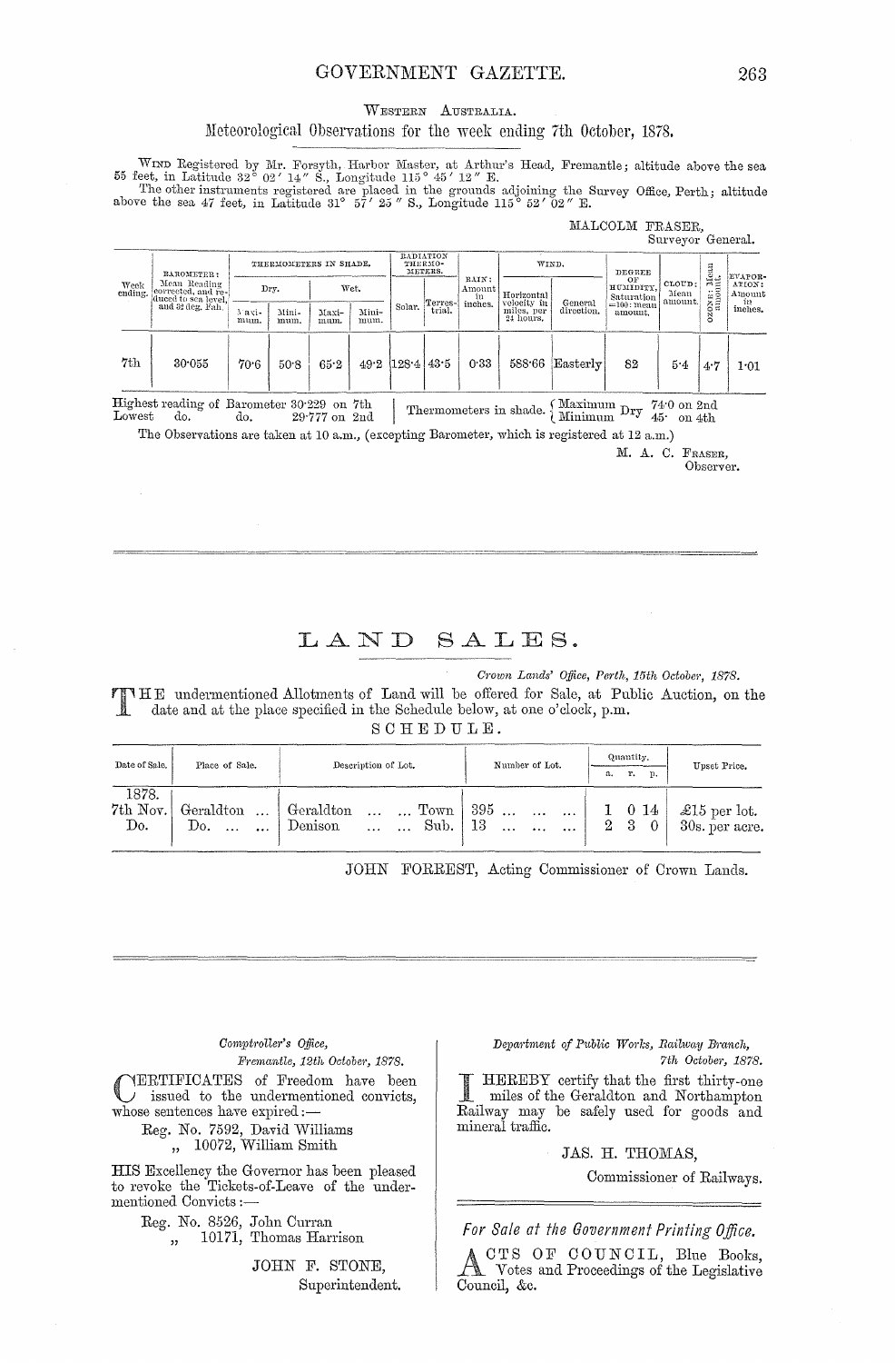WESTERN AUSTRALIA.

## Meteorological Observations for the week ending 7th October, 1878.

WIND Registered by Mr. Forsyth, Harbor Master, at Arthur's Head, Fremantle; altitude above the sea 55 feet, in Latitude 32° 02′ 14″ S., Longitude 115° 45′ 12″ E.

The other instruments registered are placed in the grounds adjoining the Survey Office, Perth; altitude above the sea 47 feet, in Latitude 31° 57′ 25″ S., Longitude 115° 52′ 02″ E.

MALCOLM FRASER,
Surveyor General.

| Week ending. | BAROMETER: Mean Reading corrected, and reduced to sea level, and 32 deg. Fah. | THERMOMETERS IN SHADE. | | | | RADIATION THERMOMETERS. | | RAIN: Amount in inches. | WIND. | | DEGREE OF HUMIDITY, Saturation =100: mean amount. | CLOUD: Mean amount. | OZONE: Mean amount. | EVAPORATION: Amount in inches. |
|---|---|---|---|---|---|---|---|---|---|---|---|---|---|---|
| | | Dry. | | Wet. | | | | | | | | | | |
| | | Maximum. | Minimum. | Maximum. | Minimum. | Solar. | Terrestrial. | | Horizontal velocity in miles, per 24 hours. | General direction. | | | | |
| 7th | 30·055 | 70·6 | 50·8 | 65·2 | 49·2 | 128·4 | 43·5 | 0·33 | 588·66 | Easterly | 82 | 5·4 | 4·7 | 1·01 |

Highest reading of Barometer 30·229 on 7th
Lowest do. do. 29·777 on 2nd

Thermometers in shade. { Maximum Dry 74·0 on 2nd; Minimum Dry 45· on 4th }

The Observations are taken at 10 a.m., (excepting Barometer, which is registered at 12 a.m.)

M. A. C. FRASER,
Observer.

---

# LAND SALES.

*Crown Lands' Office, Perth, 15th October, 1878.*

THE undermentioned Allotments of Land will be offered for Sale, at Public Auction, on the date and at the place specified in the Schedule below, at one o'clock, p.m.

SCHEDULE.

| Date of Sale. | Place of Sale. | Description of Lot. | Number of Lot. | Quantity. a. | r. | p. | Upset Price. |
|---|---|---|---|---|---|---|---|
| 1878. 7th Nov. | Geraldton ... | Geraldton ... ... Town | 395 ... ... ... | 1 | 0 | 14 | £15 per lot. |
| Do. | Do. ... ... | Denison ... ... Sub. | 13 ... ... ... | 2 | 3 | 0 | 30s. per acre. |

JOHN FORREST, Acting Commissioner of Crown Lands.

---

*Comptroller's Office,*
*Fremantle, 12th October, 1878.*

CERTIFICATES of Freedom have been issued to the undermentioned convicts, whose sentences have expired:—

Reg. No. 7592, David Williams
„ 10072, William Smith

HIS Excellency the Governor has been pleased to revoke the Tickets-of-Leave of the undermentioned Convicts:—

Reg. No. 8526, John Curran
„ 10171, Thomas Harrison

JOHN F. STONE,
Superintendent.

*Department of Public Works, Railway Branch,*
*7th October, 1878.*

I HEREBY certify that the first thirty-one miles of the Geraldton and Northampton Railway may be safely used for goods and mineral traffic.

JAS. H. THOMAS,
Commissioner of Railways.

---

*For Sale at the Government Printing Office.*

ACTS OF COUNCIL, Blue Books, Votes and Proceedings of the Legislative Council, &c.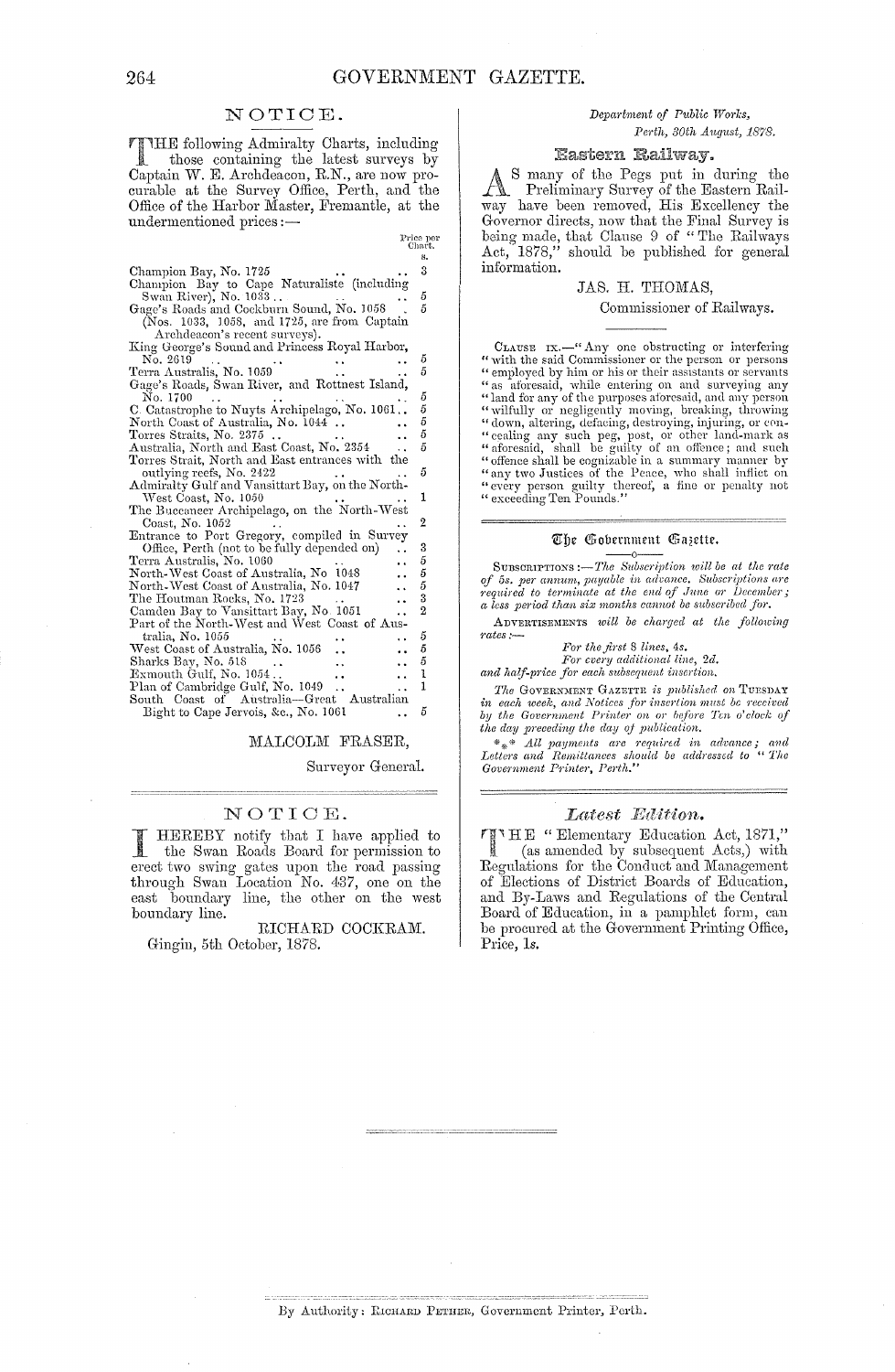## NOTICE.

THE following Admiralty Charts, including those containing the latest surveys by Captain W. E. Archdeacon, R.N., are now procurable at the Survey Office, Perth, and the Office of the Harbor Master, Fremantle, at the undermentioned prices:—

| | Price per Chart. s. |
|---|---|
| Champion Bay, No. 1725 | 3 |
| Champion Bay to Cape Naturaliste (including Swan River), No. 1033 | 5 |
| Gage's Roads and Cockburn Sound, No. 1058 | 5 |
| (Nos. 1033, 1058, and 1725, are from Captain Archdeacon's recent surveys). | |
| King George's Sound and Princess Royal Harbor, No. 2619 | 5 |
| Terra Australis, No. 1059 | 5 |
| Gage's Roads, Swan River, and Rottnest Island, No. 1700 | 5 |
| C Catastrophe to Nuyts Archipelago, No. 1061 | 5 |
| North Coast of Australia, No. 1044 | 5 |
| Torres Straits, No. 2375 | 5 |
| Australia, North and East Coast, No. 2354 | 5 |
| Torres Strait, North and East entrances with the outlying reefs, No. 2422 | 5 |
| Admiralty Gulf and Vansittart Bay, on the North-West Coast, No. 1050 | 1 |
| The Buccaneer Archipelago, on the North-West Coast, No. 1052 | 2 |
| Entrance to Port Gregory, compiled in Survey Office, Perth (not to be fully depended on) | 3 |
| Terra Australis, No. 1060 | 5 |
| North-West Coast of Australia, No 1048 | 5 |
| North-West Coast of Australia, No. 1047 | 5 |
| The Houtman Rocks, No. 1723 | 3 |
| Camden Bay to Vansittart Bay, No 1051 | 2 |
| Part of the North-West and West Coast of Australia, No. 1055 | 5 |
| West Coast of Australia, No. 1056 | 5 |
| Sharks Bay, No. 518 | 5 |
| Exmouth Gulf, No. 1054 | 1 |
| Plan of Cambridge Gulf, No. 1049 | 1 |
| South Coast of Australia—Great Australian Bight to Cape Jervois, &c., No. 1061 | 5 |

MALCOLM FRASER,

Surveyor General.

---

## NOTICE.

I HEREBY notify that I have applied to the Swan Roads Board for permission to erect two swing gates upon the road passing through Swan Location No. 437, one on the east boundary line, the other on the west boundary line.

RICHARD COCKRAM.

Gingin, 5th October, 1878.

---

*Department of Public Works,*
*Perth, 30th August, 1878.*

## Eastern Railway.

AS many of the Pegs put in during the Preliminary Survey of the Eastern Railway have been removed, His Excellency the Governor directs, now that the Final Survey is being made, that Clause 9 of "The Railways Act, 1878," should be published for general information.

JAS. H. THOMAS,

Commissioner of Railways.

CLAUSE IX.—"Any one obstructing or interfering "with the said Commissioner or the person or persons "employed by him or his or their assistants or servants "as aforesaid, while entering on and surveying any "land for any of the purposes aforesaid, and any person "wilfully or negligently moving, breaking, throwing "down, altering, defacing, destroying, injuring, or con- "cealing any such peg, post, or other land-mark as "aforesaid, shall be guilty of an offence; and such "offence shall be cognizable in a summary manner by "any two Justices of the Peace, who shall inflict on "every person guilty thereof, a fine or penalty not "exceeding Ten Pounds."

---

## The Government Gazette.

SUBSCRIPTIONS:—*The Subscription will be at the rate of 5s. per annum, payable in advance. Subscriptions are required to terminate at the end of June or December; a less period than six months cannot be subscribed for.*

ADVERTISEMENTS *will be charged at the following rates:—*

*For the first 8 lines, 4s.*
*For every additional line, 2d.*
*and half-price for each subsequent insertion.*

*The* GOVERNMENT GAZETTE *is published on* TUESDAY *in each week, and Notices for insertion must be received by the Government Printer on or before Ten o'clock of the day preceding the day of publication.*

*** *All payments are required in advance; and Letters and Remittances should be addressed to "The Government Printer, Perth."*

---

## *Latest Edition.*

THE "Elementary Education Act, 1871," (as amended by subsequent Acts,) with Regulations for the Conduct and Management of Elections of District Boards of Education, and By-Laws and Regulations of the Central Board of Education, in a pamphlet form, can be procured at the Government Printing Office, Price, 1s.

---

By Authority: RICHARD PETHER, Government Printer, Perth.